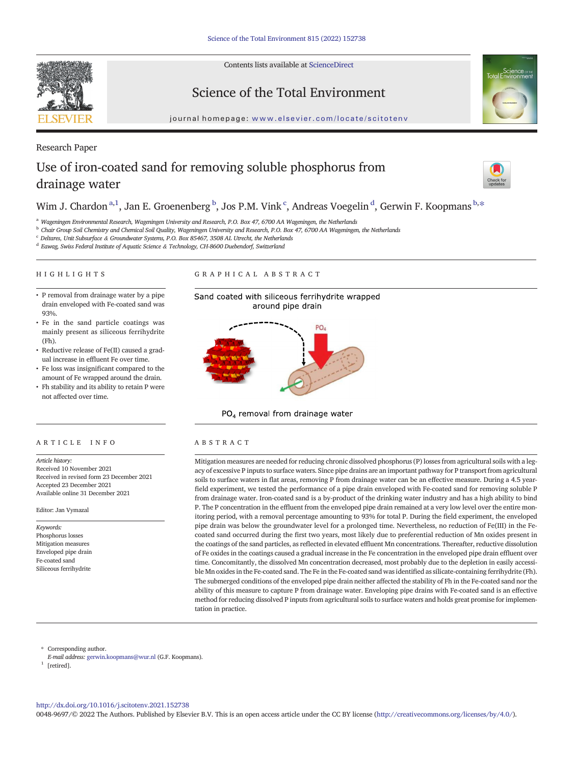Research Paper

# Use of iron-coated sand for removing soluble phosphorus from drainage water

Wim J. Chardon [a,1], Jan E. Groenenberg [b], Jos P.M. Vink [c], Andreas Voegelin [d], Gerwin F. Koopmans [b,*]

[a] Wageningen Environmental Research, Wageningen University and Research, P.O. Box 47, 6700 AA Wageningen, the Netherlands
[b] Chair Group Soil Chemistry and Chemical Soil Quality, Wageningen University and Research, P.O. Box 47, 6700 AA Wageningen, the Netherlands
[c] Deltares, Unit Subsurface & Groundwater Systems, P.O. Box 85467, 3508 AL Utrecht, the Netherlands
[d] Eawag, Swiss Federal Institute of Aquatic Science & Technology, CH-8600 Duebendorf, Switzerland

## HIGHLIGHTS

- P removal from drainage water by a pipe drain enveloped with Fe-coated sand was 93%.
- Fe in the sand particle coatings was mainly present as siliceous ferrihydrite (Fh).
- Reductive release of Fe(II) caused a gradual increase in effluent Fe over time.
- Fe loss was insignificant compared to the amount of Fe wrapped around the drain.
- Fh stability and its ability to retain P were not affected over time.

## GRAPHICAL ABSTRACT

Sand coated with siliceous ferrihydrite wrapped around pipe drain

$PO_4$ removal from drainage water

## ARTICLE INFO

*Article history:*
Received 10 November 2021
Received in revised form 23 December 2021
Accepted 23 December 2021
Available online 31 December 2021

Editor: Jan Vymazal

*Keywords:*
Phosphorus losses
Mitigation measures
Enveloped pipe drain
Fe-coated sand
Siliceous ferrihydrite

## ABSTRACT

Mitigation measures are needed for reducing chronic dissolved phosphorus (P) losses from agricultural soils with a legacy of excessive P inputs to surface waters. Since pipe drains are an important pathway for P transport from agricultural soils to surface waters in flat areas, removing P from drainage water can be an effective measure. During a 4.5 year-field experiment, we tested the performance of a pipe drain enveloped with Fe-coated sand for removing soluble P from drainage water. Iron-coated sand is a by-product of the drinking water industry and has a high ability to bind P. The P concentration in the effluent from the enveloped pipe drain remained at a very low level over the entire monitoring period, with a removal percentage amounting to 93% for total P. During the field experiment, the enveloped pipe drain was below the groundwater level for a prolonged time. Nevertheless, no reduction of Fe(III) in the Fe-coated sand occurred during the first two years, most likely due to preferential reduction of Mn oxides present in the coatings of the sand particles, as reflected in elevated effluent Mn concentrations. Thereafter, reductive dissolution of Fe oxides in the coatings caused a gradual increase in the Fe concentration in the enveloped pipe drain effluent over time. Concomitantly, the dissolved Mn concentration decreased, most probably due to the depletion in easily accessible Mn oxides in the Fe-coated sand. The Fe in the Fe-coated sand was identified as silicate-containing ferrihydrite (Fh). The submerged conditions of the enveloped pipe drain neither affected the stability of Fh in the Fe-coated sand nor the ability of this measure to capture P from drainage water. Enveloping pipe drains with Fe-coated sand is an effective method for reducing dissolved P inputs from agricultural soils to surface waters and holds great promise for implementation in practice.

\* Corresponding author.
*E-mail address:* gerwin.koopmans@wur.nl (G.F. Koopmans).
[1] [retired].

http://dx.doi.org/10.1016/j.scitotenv.2021.152738
0048-9697/© 2022 The Authors. Published by Elsevier B.V. This is an open access article under the CC BY license (http://creativecommons.org/licenses/by/4.0/).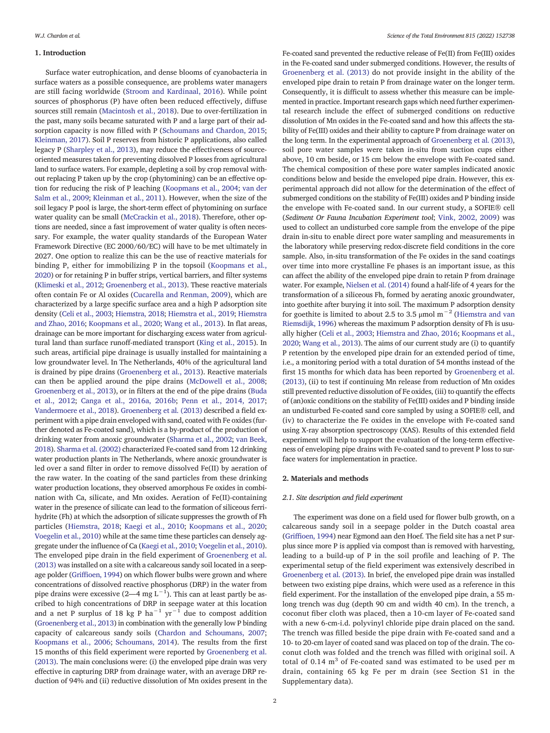## 1. Introduction

Surface water eutrophication, and dense blooms of cyanobacteria in surface waters as a possible consequence, are problems water managers are still facing worldwide (Stroom and Kardinaal, 2016). While point sources of phosphorus (P) have often been reduced effectively, diffuse sources still remain (Macintosh et al., 2018). Due to over-fertilization in the past, many soils became saturated with P and a large part of their adsorption capacity is now filled with P (Schoumans and Chardon, 2015; Kleinman, 2017). Soil P reserves from historic P applications, also called legacy P (Sharpley et al., 2013), may reduce the effectiveness of source-oriented measures taken for preventing dissolved P losses from agricultural land to surface waters. For example, depleting a soil by crop removal without replacing P taken up by the crop (phytomining) can be an effective option for reducing the risk of P leaching (Koopmans et al., 2004; van der Salm et al., 2009; Kleinman et al., 2011). However, when the size of the soil legacy P pool is large, the short-term effect of phytomining on surface water quality can be small (McCrackin et al., 2018). Therefore, other options are needed, since a fast improvement of water quality is often necessary. For example, the water quality standards of the European Water Framework Directive (EC 2000/60/EC) will have to be met ultimately in 2027. One option to realize this can be the use of reactive materials for binding P, either for immobilizing P in the topsoil (Koopmans et al., 2020) or for retaining P in buffer strips, vertical barriers, and filter systems (Klimeski et al., 2012; Groenenberg et al., 2013). These reactive materials often contain Fe or Al oxides (Cucarella and Renman, 2009), which are characterized by a large specific surface area and a high P adsorption site density (Celi et al., 2003; Hiemstra, 2018; Hiemstra et al., 2019; Hiemstra and Zhao, 2016; Koopmans et al., 2020; Wang et al., 2013). In flat areas, drainage can be more important for discharging excess water from agricultural land than surface runoff-mediated transport (King et al., 2015). In such areas, artificial pipe drainage is usually installed for maintaining a low groundwater level. In The Netherlands, 40% of the agricultural land is drained by pipe drains (Groenenberg et al., 2013). Reactive materials can then be applied around the pipe drains (McDowell et al., 2008; Groenenberg et al., 2013), or in filters at the end of the pipe drains (Buda et al., 2012; Canga et al., 2016a, 2016b; Penn et al., 2014, 2017; Vandermoere et al., 2018). Groenenberg et al. (2013) described a field experiment with a pipe drain enveloped with sand, coated with Fe oxides (further denoted as Fe-coated sand), which is a by-product of the production of drinking water from anoxic groundwater (Sharma et al., 2002; van Beek, 2018). Sharma et al. (2002) characterized Fe-coated sand from 12 drinking water production plants in The Netherlands, where anoxic groundwater is led over a sand filter in order to remove dissolved Fe(II) by aeration of the raw water. In the coating of the sand particles from these drinking water production locations, they observed amorphous Fe oxides in combination with Ca, silicate, and Mn oxides. Aeration of Fe(II)-containing water in the presence of silicate can lead to the formation of siliceous ferrihydrite (Fh) at which the adsorption of silicate suppresses the growth of Fh particles (Hiemstra, 2018; Kaegi et al., 2010; Koopmans et al., 2020; Voegelin et al., 2010) while at the same time these particles can densely aggregate under the influence of Ca (Kaegi et al., 2010; Voegelin et al., 2010). The enveloped pipe drain in the field experiment of Groenenberg et al. (2013) was installed on a site with a calcareous sandy soil located in a seepage polder (Griffioen, 1994) on which flower bulbs were grown and where concentrations of dissolved reactive phosphorus (DRP) in the water from pipe drains were excessive (2—4 mg $L^{-1}$). This can at least partly be ascribed to high concentrations of DRP in seepage water at this location and a net P surplus of 18 kg P $ha^{-1}$ $yr^{-1}$ due to compost addition (Groenenberg et al., 2013) in combination with the generally low P binding capacity of calcareous sandy soils (Chardon and Schoumans, 2007; Koopmans et al., 2006; Schoumans, 2014). The results from the first 15 months of this field experiment were reported by Groenenberg et al. (2013). The main conclusions were: (i) the enveloped pipe drain was very effective in capturing DRP from drainage water, with an average DRP reduction of 94% and (ii) reductive dissolution of Mn oxides present in the Fe-coated sand prevented the reductive release of Fe(II) from Fe(III) oxides in the Fe-coated sand under submerged conditions. However, the results of Groenenberg et al. (2013) do not provide insight in the ability of the enveloped pipe drain to retain P from drainage water on the longer term. Consequently, it is difficult to assess whether this measure can be implemented in practice. Important research gaps which need further experimental research include the effect of submerged conditions on reductive dissolution of Mn oxides in the Fe-coated sand and how this affects the stability of Fe(III) oxides and their ability to capture P from drainage water on the long term. In the experimental approach of Groenenberg et al. (2013), soil pore water samples were taken in-situ from suction cups either above, 10 cm beside, or 15 cm below the envelope with Fe-coated sand. The chemical composition of these pore water samples indicated anoxic conditions below and beside the enveloped pipe drain. However, this experimental approach did not allow for the determination of the effect of submerged conditions on the stability of Fe(III) oxides and P binding inside the envelope with Fe-coated sand. In our current study, a SOFIE® cell (*Sediment Or Fauna Incubation Experiment tool*; Vink, 2002, 2009) was used to collect an undisturbed core sample from the envelope of the pipe drain in-situ to enable direct pore water sampling and measurements in the laboratory while preserving redox-discrete field conditions in the core sample. Also, in-situ transformation of the Fe oxides in the sand coatings over time into more crystalline Fe phases is an important issue, as this can affect the ability of the enveloped pipe drain to retain P from drainage water. For example, Nielsen et al. (2014) found a half-life of 4 years for the transformation of a siliceous Fh, formed by aerating anoxic groundwater, into goethite after burying it into soil. The maximum P adsorption density for goethite is limited to about 2.5 to 3.5 μmol $m^{-2}$ (Hiemstra and van Riemsdijk, 1996) whereas the maximum P adsorption density of Fh is usually higher (Celi et al., 2003; Hiemstra and Zhao, 2016; Koopmans et al., 2020; Wang et al., 2013). The aims of our current study are (i) to quantify P retention by the enveloped pipe drain for an extended period of time, i.e., a monitoring period with a total duration of 54 months instead of the first 15 months for which data has been reported by Groenenberg et al. (2013), (ii) to test if continuing Mn release from reduction of Mn oxides still prevented reductive dissolution of Fe oxides, (iii) to quantify the effects of (an)oxic conditions on the stability of Fe(III) oxides and P binding inside an undisturbed Fe-coated sand core sampled by using a SOFIE® cell, and (iv) to characterize the Fe oxides in the envelope with Fe-coated sand using X-ray absorption spectroscopy (XAS). Results of this extended field experiment will help to support the evaluation of the long-term effectiveness of enveloping pipe drains with Fe-coated sand to prevent P loss to surface waters for implementation in practice.

## 2. Materials and methods

### 2.1. Site description and field experiment

The experiment was done on a field used for flower bulb growth, on a calcareous sandy soil in a seepage polder in the Dutch coastal area (Griffioen, 1994) near Egmond aan den Hoef. The field site has a net P surplus since more P is applied via compost than is removed with harvesting, leading to a build-up of P in the soil profile and leaching of P. The experimental setup of the field experiment was extensively described in Groenenberg et al. (2013). In brief, the enveloped pipe drain was installed between two existing pipe drains, which were used as a reference in this field experiment. For the installation of the enveloped pipe drain, a 55 m-long trench was dug (depth 90 cm and width 40 cm). In the trench, a coconut fiber cloth was placed, then a 10-cm layer of Fe-coated sand with a new 6-cm-i.d. polyvinyl chloride pipe drain placed on the sand. The trench was filled beside the pipe drain with Fe-coated sand and a 10- to 20-cm layer of coated sand was placed on top of the drain. The coconut cloth was folded and the trench was filled with original soil. A total of 0.14 $m^3$ of Fe-coated sand was estimated to be used per m drain, containing 65 kg Fe per m drain (see Section S1 in the Supplementary data).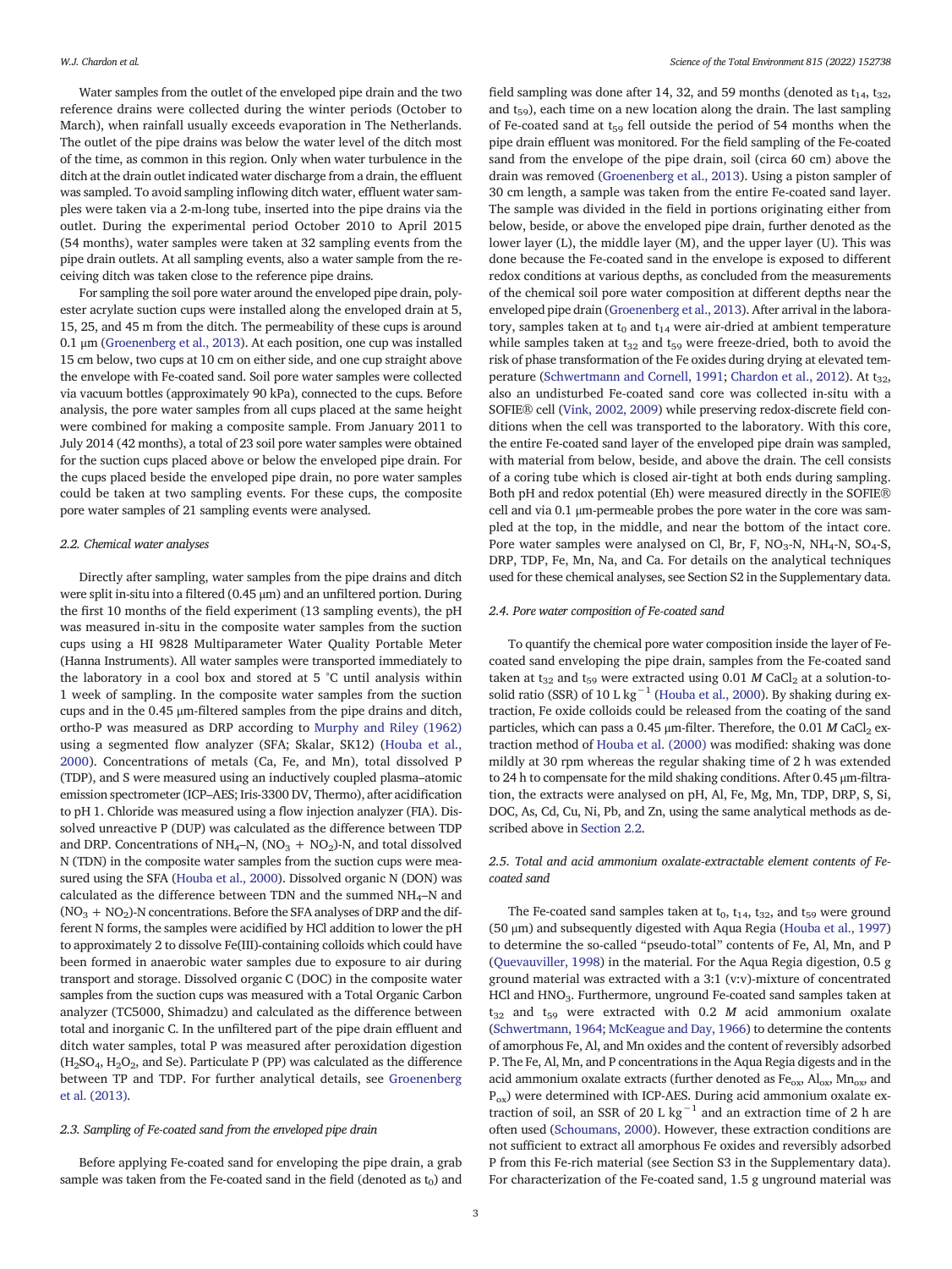Water samples from the outlet of the enveloped pipe drain and the two reference drains were collected during the winter periods (October to March), when rainfall usually exceeds evaporation in The Netherlands. The outlet of the pipe drains was below the water level of the ditch most of the time, as common in this region. Only when water turbulence in the ditch at the drain outlet indicated water discharge from a drain, the effluent was sampled. To avoid sampling inflowing ditch water, effluent water samples were taken via a 2-m-long tube, inserted into the pipe drains via the outlet. During the experimental period October 2010 to April 2015 (54 months), water samples were taken at 32 sampling events from the pipe drain outlets. At all sampling events, also a water sample from the receiving ditch was taken close to the reference pipe drains.

For sampling the soil pore water around the enveloped pipe drain, polyester acrylate suction cups were installed along the enveloped drain at 5, 15, 25, and 45 m from the ditch. The permeability of these cups is around 0.1 µm (Groenenberg et al., 2013). At each position, one cup was installed 15 cm below, two cups at 10 cm on either side, and one cup straight above the envelope with Fe-coated sand. Soil pore water samples were collected via vacuum bottles (approximately 90 kPa), connected to the cups. Before analysis, the pore water samples from all cups placed at the same height were combined for making a composite sample. From January 2011 to July 2014 (42 months), a total of 23 soil pore water samples were obtained for the suction cups placed above or below the enveloped pipe drain. For the cups placed beside the enveloped pipe drain, no pore water samples could be taken at two sampling events. For these cups, the composite pore water samples of 21 sampling events were analysed.

### 2.2. Chemical water analyses

Directly after sampling, water samples from the pipe drains and ditch were split in-situ into a filtered (0.45 µm) and an unfiltered portion. During the first 10 months of the field experiment (13 sampling events), the pH was measured in-situ in the composite water samples from the suction cups using a HI 9828 Multiparameter Water Quality Portable Meter (Hanna Instruments). All water samples were transported immediately to the laboratory in a cool box and stored at 5 °C until analysis within 1 week of sampling. In the composite water samples from the suction cups and in the 0.45 µm-filtered samples from the pipe drains and ditch, ortho-P was measured as DRP according to Murphy and Riley (1962) using a segmented flow analyzer (SFA; Skalar, SK12) (Houba et al., 2000). Concentrations of metals (Ca, Fe, and Mn), total dissolved P (TDP), and S were measured using an inductively coupled plasma–atomic emission spectrometer (ICP–AES; Iris-3300 DV, Thermo), after acidification to pH 1. Chloride was measured using a flow injection analyzer (FIA). Dissolved unreactive P (DUP) was calculated as the difference between TDP and DRP. Concentrations of $NH_4$–N, ($NO_3$ + $NO_2$)-N, and total dissolved N (TDN) in the composite water samples from the suction cups were measured using the SFA (Houba et al., 2000). Dissolved organic N (DON) was calculated as the difference between TDN and the summed $NH_4$–N and ($NO_3$ + $NO_2$)-N concentrations. Before the SFA analyses of DRP and the different N forms, the samples were acidified by HCl addition to lower the pH to approximately 2 to dissolve Fe(III)-containing colloids which could have been formed in anaerobic water samples due to exposure to air during transport and storage. Dissolved organic C (DOC) in the composite water samples from the suction cups was measured with a Total Organic Carbon analyzer (TC5000, Shimadzu) and calculated as the difference between total and inorganic C. In the unfiltered part of the pipe drain effluent and ditch water samples, total P was measured after peroxidation digestion ($H_2SO_4$, $H_2O_2$, and Se). Particulate P (PP) was calculated as the difference between TP and TDP. For further analytical details, see Groenenberg et al. (2013).

### 2.3. Sampling of Fe-coated sand from the enveloped pipe drain

Before applying Fe-coated sand for enveloping the pipe drain, a grab sample was taken from the Fe-coated sand in the field (denoted as $t_0$) and field sampling was done after 14, 32, and 59 months (denoted as $t_{14}$, $t_{32}$, and $t_{59}$), each time on a new location along the drain. The last sampling of Fe-coated sand at $t_{59}$ fell outside the period of 54 months when the pipe drain effluent was monitored. For the field sampling of the Fe-coated sand from the envelope of the pipe drain, soil (circa 60 cm) above the drain was removed (Groenenberg et al., 2013). Using a piston sampler of 30 cm length, a sample was taken from the entire Fe-coated sand layer. The sample was divided in the field in portions originating either from below, beside, or above the enveloped pipe drain, further denoted as the lower layer (L), the middle layer (M), and the upper layer (U). This was done because the Fe-coated sand in the envelope is exposed to different redox conditions at various depths, as concluded from the measurements of the chemical soil pore water composition at different depths near the enveloped pipe drain (Groenenberg et al., 2013). After arrival in the laboratory, samples taken at $t_0$ and $t_{14}$ were air-dried at ambient temperature while samples taken at $t_{32}$ and $t_{59}$ were freeze-dried, both to avoid the risk of phase transformation of the Fe oxides during drying at elevated temperature (Schwertmann and Cornell, 1991; Chardon et al., 2012). At $t_{32}$, also an undisturbed Fe-coated sand core was collected in-situ with a SOFIE® cell (Vink, 2002, 2009) while preserving redox-discrete field conditions when the cell was transported to the laboratory. With this core, the entire Fe-coated sand layer of the enveloped pipe drain was sampled, with material from below, beside, and above the drain. The cell consists of a coring tube which is closed air-tight at both ends during sampling. Both pH and redox potential (Eh) were measured directly in the SOFIE® cell and via 0.1 µm-permeable probes the pore water in the core was sampled at the top, in the middle, and near the bottom of the intact core. Pore water samples were analysed on Cl, Br, F, $NO_3$-N, $NH_4$-N, $SO_4$-S, DRP, TDP, Fe, Mn, Na, and Ca. For details on the analytical techniques used for these chemical analyses, see Section S2 in the Supplementary data.

### 2.4. Pore water composition of Fe-coated sand

To quantify the chemical pore water composition inside the layer of Fe-coated sand enveloping the pipe drain, samples from the Fe-coated sand taken at $t_{32}$ and $t_{59}$ were extracted using 0.01 *M* $CaCl_2$ at a solution-to-solid ratio (SSR) of 10 L $kg^{-1}$ (Houba et al., 2000). By shaking during extraction, Fe oxide colloids could be released from the coating of the sand particles, which can pass a 0.45 µm-filter. Therefore, the 0.01 *M* $CaCl_2$ extraction method of Houba et al. (2000) was modified: shaking was done mildly at 30 rpm whereas the regular shaking time of 2 h was extended to 24 h to compensate for the mild shaking conditions. After 0.45 µm-filtration, the extracts were analysed on pH, Al, Fe, Mg, Mn, TDP, DRP, S, Si, DOC, As, Cd, Cu, Ni, Pb, and Zn, using the same analytical methods as described above in Section 2.2.

### 2.5. Total and acid ammonium oxalate-extractable element contents of Fe-coated sand

The Fe-coated sand samples taken at $t_0$, $t_{14}$, $t_{32}$, and $t_{59}$ were ground (50 µm) and subsequently digested with Aqua Regia (Houba et al., 1997) to determine the so-called "pseudo-total" contents of Fe, Al, Mn, and P (Quevauviller, 1998) in the material. For the Aqua Regia digestion, 0.5 g ground material was extracted with a 3:1 (v:v)-mixture of concentrated HCl and $HNO_3$. Furthermore, unground Fe-coated sand samples taken at $t_{32}$ and $t_{59}$ were extracted with 0.2 *M* acid ammonium oxalate (Schwertmann, 1964; McKeague and Day, 1966) to determine the contents of amorphous Fe, Al, and Mn oxides and the content of reversibly adsorbed P. The Fe, Al, Mn, and P concentrations in the Aqua Regia digests and in the acid ammonium oxalate extracts (further denoted as $Fe_{ox}$, $Al_{ox}$, $Mn_{ox}$, and $P_{ox}$) were determined with ICP-AES. During acid ammonium oxalate extraction of soil, an SSR of 20 L $kg^{-1}$ and an extraction time of 2 h are often used (Schoumans, 2000). However, these extraction conditions are not sufficient to extract all amorphous Fe oxides and reversibly adsorbed P from this Fe-rich material (see Section S3 in the Supplementary data). For characterization of the Fe-coated sand, 1.5 g unground material was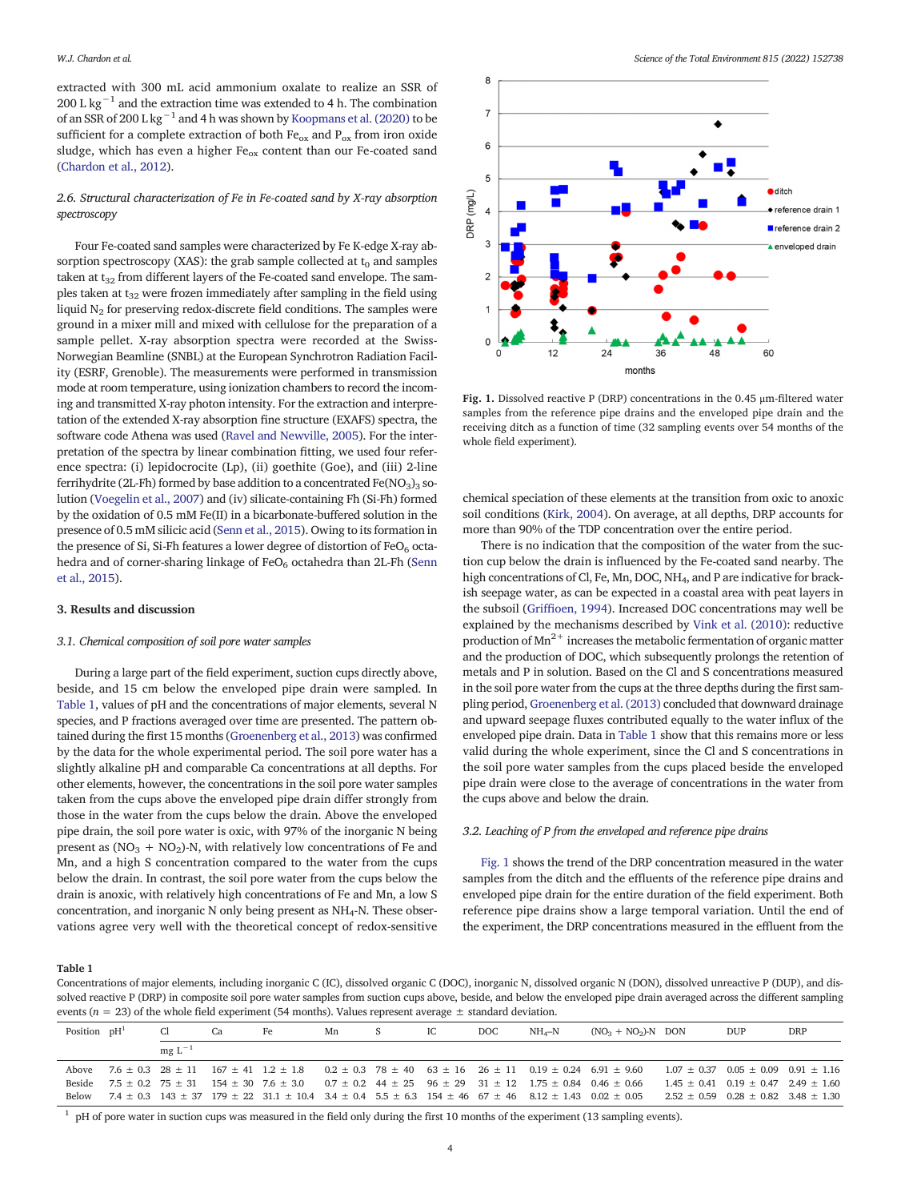extracted with 300 mL acid ammonium oxalate to realize an SSR of 200 L $kg^{-1}$ and the extraction time was extended to 4 h. The combination of an SSR of 200 L $kg^{-1}$ and 4 h was shown by Koopmans et al. (2020) to be sufficient for a complete extraction of both $Fe_{ox}$ and $P_{ox}$ from iron oxide sludge, which has even a higher $Fe_{ox}$ content than our Fe-coated sand (Chardon et al., 2012).

### 2.6. Structural characterization of Fe in Fe-coated sand by X-ray absorption spectroscopy

Four Fe-coated sand samples were characterized by Fe K-edge X-ray absorption spectroscopy (XAS): the grab sample collected at $t_0$ and samples taken at $t_{32}$ from different layers of the Fe-coated sand envelope. The samples taken at $t_{32}$ were frozen immediately after sampling in the field using liquid $N_2$ for preserving redox-discrete field conditions. The samples were ground in a mixer mill and mixed with cellulose for the preparation of a sample pellet. X-ray absorption spectra were recorded at the Swiss-Norwegian Beamline (SNBL) at the European Synchrotron Radiation Facility (ESRF, Grenoble). The measurements were performed in transmission mode at room temperature, using ionization chambers to record the incoming and transmitted X-ray photon intensity. For the extraction and interpretation of the extended X-ray absorption fine structure (EXAFS) spectra, the software code Athena was used (Ravel and Newville, 2005). For the interpretation of the spectra by linear combination fitting, we used four reference spectra: (i) lepidocrocite (Lp), (ii) goethite (Goe), and (iii) 2-line ferrihydrite (2L-Fh) formed by base addition to a concentrated $Fe(NO_3)_3$ solution (Voegelin et al., 2007) and (iv) silicate-containing Fh (Si-Fh) formed by the oxidation of 0.5 mM Fe(II) in a bicarbonate-buffered solution in the presence of 0.5 mM silicic acid (Senn et al., 2015). Owing to its formation in the presence of Si, Si-Fh features a lower degree of distortion of $FeO_6$ octahedra and of corner-sharing linkage of $FeO_6$ octahedra than 2L-Fh (Senn et al., 2015).

## 3. Results and discussion

### 3.1. Chemical composition of soil pore water samples

During a large part of the field experiment, suction cups directly above, beside, and 15 cm below the enveloped pipe drain were sampled. In Table 1, values of pH and the concentrations of major elements, several N species, and P fractions averaged over time are presented. The pattern obtained during the first 15 months (Groenenberg et al., 2013) was confirmed by the data for the whole experimental period. The soil pore water has a slightly alkaline pH and comparable Ca concentrations at all depths. For other elements, however, the concentrations in the soil pore water samples taken from the cups above the enveloped pipe drain differ strongly from those in the water from the cups below the drain. Above the enveloped pipe drain, the soil pore water is oxic, with 97% of the inorganic N being present as ($NO_3$ + $NO_2$)-N, with relatively low concentrations of Fe and Mn, and a high S concentration compared to the water from the cups below the drain. In contrast, the soil pore water from the cups below the drain is anoxic, with relatively high concentrations of Fe and Mn, a low S concentration, and inorganic N only being present as $NH_4$-N. These observations agree very well with the theoretical concept of redox-sensitive chemical speciation of these elements at the transition from oxic to anoxic soil conditions (Kirk, 2004). On average, at all depths, DRP accounts for more than 90% of the TDP concentration over the entire period.

There is no indication that the composition of the water from the suction cup below the drain is influenced by the Fe-coated sand nearby. The high concentrations of Cl, Fe, Mn, DOC, $NH_4$, and P are indicative for brackish seepage water, as can be expected in a coastal area with peat layers in the subsoil (Griffioen, 1994). Increased DOC concentrations may well be explained by the mechanisms described by Vink et al. (2010): reductive production of $Mn^{2+}$ increases the metabolic fermentation of organic matter and the production of DOC, which subsequently prolongs the retention of metals and P in solution. Based on the Cl and S concentrations measured in the soil pore water from the cups at the three depths during the first sampling period, Groenenberg et al. (2013) concluded that downward drainage and upward seepage fluxes contributed equally to the water influx of the enveloped pipe drain. Data in Table 1 show that this remains more or less valid during the whole experiment, since the Cl and S concentrations in the soil pore water samples from the cups placed beside the enveloped pipe drain were close to the average of concentrations in the water from the cups above and below the drain.

### 3.2. Leaching of P from the enveloped and reference pipe drains

Fig. 1 shows the trend of the DRP concentration measured in the water samples from the ditch and the effluents of the reference pipe drains and enveloped pipe drain for the entire duration of the field experiment. Both reference pipe drains show a large temporal variation. Until the end of the experiment, the DRP concentrations measured in the effluent from the

**Fig. 1.** Dissolved reactive P (DRP) concentrations in the 0.45 μm-filtered water samples from the reference pipe drains and the enveloped pipe drain and the receiving ditch as a function of time (32 sampling events over 54 months of the whole field experiment).

**Table 1**
Concentrations of major elements, including inorganic C (IC), dissolved organic C (DOC), inorganic N, dissolved organic N (DON), dissolved unreactive P (DUP), and dissolved reactive P (DRP) in composite soil pore water samples from suction cups above, beside, and below the enveloped pipe drain averaged across the different sampling events ($n$ = 23) of the whole field experiment (54 months). Values represent average ± standard deviation.

| Position | pH[1] | Cl | Ca | Fe | Mn | S | IC | DOC | $NH_4$–N | ($NO_3$ + $NO_2$)-N | DON | DUP | DRP |
|---|---|---|---|---|---|---|---|---|---|---|---|---|---|
| | | mg $L^{-1}$ | | | | | | | | | | | |
| Above | 7.6 ± 0.3 | 28 ± 11 | 167 ± 41 | 1.2 ± 1.8 | 0.2 ± 0.3 | 78 ± 40 | 63 ± 16 | 26 ± 11 | 0.19 ± 0.24 | 6.91 ± 9.60 | 1.07 ± 0.37 | 0.05 ± 0.09 | 0.91 ± 1.16 |
| Beside | 7.5 ± 0.2 | 75 ± 31 | 154 ± 30 | 7.6 ± 3.0 | 0.7 ± 0.2 | 44 ± 25 | 96 ± 29 | 31 ± 12 | 1.75 ± 0.84 | 0.46 ± 0.66 | 1.45 ± 0.41 | 0.19 ± 0.47 | 2.49 ± 1.60 |
| Below | 7.4 ± 0.3 | 143 ± 37 | 179 ± 22 | 31.1 ± 10.4 | 3.4 ± 0.4 | 5.5 ± 6.3 | 154 ± 46 | 67 ± 46 | 8.12 ± 1.43 | 0.02 ± 0.05 | 2.52 ± 0.59 | 0.28 ± 0.82 | 3.48 ± 1.30 |

[1] pH of pore water in suction cups was measured in the field only during the first 10 months of the experiment (13 sampling events).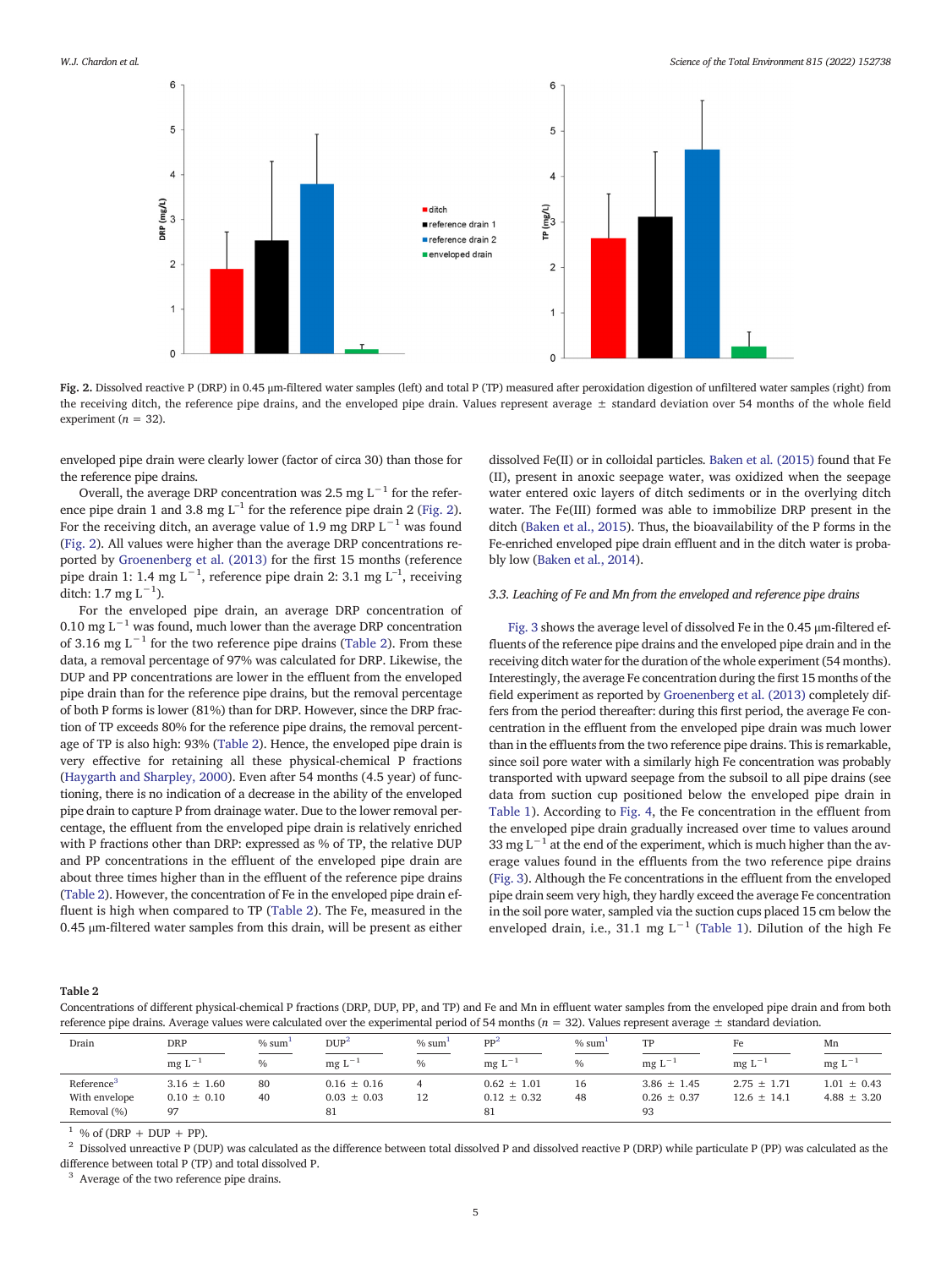Fig. 2. Dissolved reactive P (DRP) in 0.45 μm-filtered water samples (left) and total P (TP) measured after peroxidation digestion of unfiltered water samples (right) from the receiving ditch, the reference pipe drains, and the enveloped pipe drain. Values represent average ± standard deviation over 54 months of the whole field experiment ($n = 32$).

enveloped pipe drain were clearly lower (factor of circa 30) than those for the reference pipe drains.

Overall, the average DRP concentration was 2.5 mg $L^{-1}$ for the reference pipe drain 1 and 3.8 mg $L^{-1}$ for the reference pipe drain 2 (Fig. 2). For the receiving ditch, an average value of 1.9 mg DRP $L^{-1}$ was found (Fig. 2). All values were higher than the average DRP concentrations reported by Groenenberg et al. (2013) for the first 15 months (reference pipe drain 1: 1.4 mg $L^{-1}$, reference pipe drain 2: 3.1 mg $L^{-1}$, receiving ditch: 1.7 mg $L^{-1}$).

For the enveloped pipe drain, an average DRP concentration of 0.10 mg $L^{-1}$ was found, much lower than the average DRP concentration of 3.16 mg $L^{-1}$ for the two reference pipe drains (Table 2). From these data, a removal percentage of 97% was calculated for DRP. Likewise, the DUP and PP concentrations are lower in the effluent from the enveloped pipe drain than for the reference pipe drains, but the removal percentage of both P forms is lower (81%) than for DRP. However, since the DRP fraction of TP exceeds 80% for the reference pipe drains, the removal percentage of TP is also high: 93% (Table 2). Hence, the enveloped pipe drain is very effective for retaining all these physical-chemical P fractions (Haygarth and Sharpley, 2000). Even after 54 months (4.5 year) of functioning, there is no indication of a decrease in the ability of the enveloped pipe drain to capture P from drainage water. Due to the lower removal percentage, the effluent from the enveloped pipe drain is relatively enriched with P fractions other than DRP: expressed as % of TP, the relative DUP and PP concentrations in the effluent of the enveloped pipe drain are about three times higher than in the effluent of the reference pipe drains (Table 2). However, the concentration of Fe in the enveloped pipe drain effluent is high when compared to TP (Table 2). The Fe, measured in the 0.45 μm-filtered water samples from this drain, will be present as either dissolved Fe(II) or in colloidal particles. Baken et al. (2015) found that Fe (II), present in anoxic seepage water, was oxidized when the seepage water entered oxic layers of ditch sediments or in the overlying ditch water. The Fe(III) formed was able to immobilize DRP present in the ditch (Baken et al., 2015). Thus, the bioavailability of the P forms in the Fe-enriched enveloped pipe drain effluent and in the ditch water is probably low (Baken et al., 2014).

### 3.3. Leaching of Fe and Mn from the enveloped and reference pipe drains

Fig. 3 shows the average level of dissolved Fe in the 0.45 μm-filtered effluents of the reference pipe drains and the enveloped pipe drain and in the receiving ditch water for the duration of the whole experiment (54 months). Interestingly, the average Fe concentration during the first 15 months of the field experiment as reported by Groenenberg et al. (2013) completely differs from the period thereafter: during this first period, the average Fe concentration in the effluent from the enveloped pipe drain was much lower than in the effluents from the two reference pipe drains. This is remarkable, since soil pore water with a similarly high Fe concentration was probably transported with upward seepage from the subsoil to all pipe drains (see data from suction cup positioned below the enveloped pipe drain in Table 1). According to Fig. 4, the Fe concentration in the effluent from the enveloped pipe drain gradually increased over time to values around 33 mg $L^{-1}$ at the end of the experiment, which is much higher than the average values found in the effluents from the two reference pipe drains (Fig. 3). Although the Fe concentrations in the effluent from the enveloped pipe drain seem very high, they hardly exceed the average Fe concentration in the soil pore water, sampled via the suction cups placed 15 cm below the enveloped drain, i.e., 31.1 mg $L^{-1}$ (Table 1). Dilution of the high Fe

**Table 2**
Concentrations of different physical-chemical P fractions (DRP, DUP, PP, and TP) and Fe and Mn in effluent water samples from the enveloped pipe drain and from both reference pipe drains. Average values were calculated over the experimental period of 54 months ($n = 32$). Values represent average ± standard deviation.

| Drain | DRP | % sum[1] | DUP[2] | % sum[1] | PP[2] | % sum[1] | TP | Fe | Mn |
|---|---|---|---|---|---|---|---|---|---|
| | mg $L^{-1}$ | % | mg $L^{-1}$ | % | mg $L^{-1}$ | % | mg $L^{-1}$ | mg $L^{-1}$ | mg $L^{-1}$ |
| Reference[3] | 3.16 ± 1.60 | 80 | 0.16 ± 0.16 | 4 | 0.62 ± 1.01 | 16 | 3.86 ± 1.45 | 2.75 ± 1.71 | 1.01 ± 0.43 |
| With envelope | 0.10 ± 0.10 | 40 | 0.03 ± 0.03 | 12 | 0.12 ± 0.32 | 48 | 0.26 ± 0.37 | 12.6 ± 14.1 | 4.88 ± 3.20 |
| Removal (%) | 97 | | 81 | | 81 | | 93 | | |

[1] % of (DRP + DUP + PP).
[2] Dissolved unreactive P (DUP) was calculated as the difference between total dissolved P and dissolved reactive P (DRP) while particulate P (PP) was calculated as the difference between total P (TP) and total dissolved P.
[3] Average of the two reference pipe drains.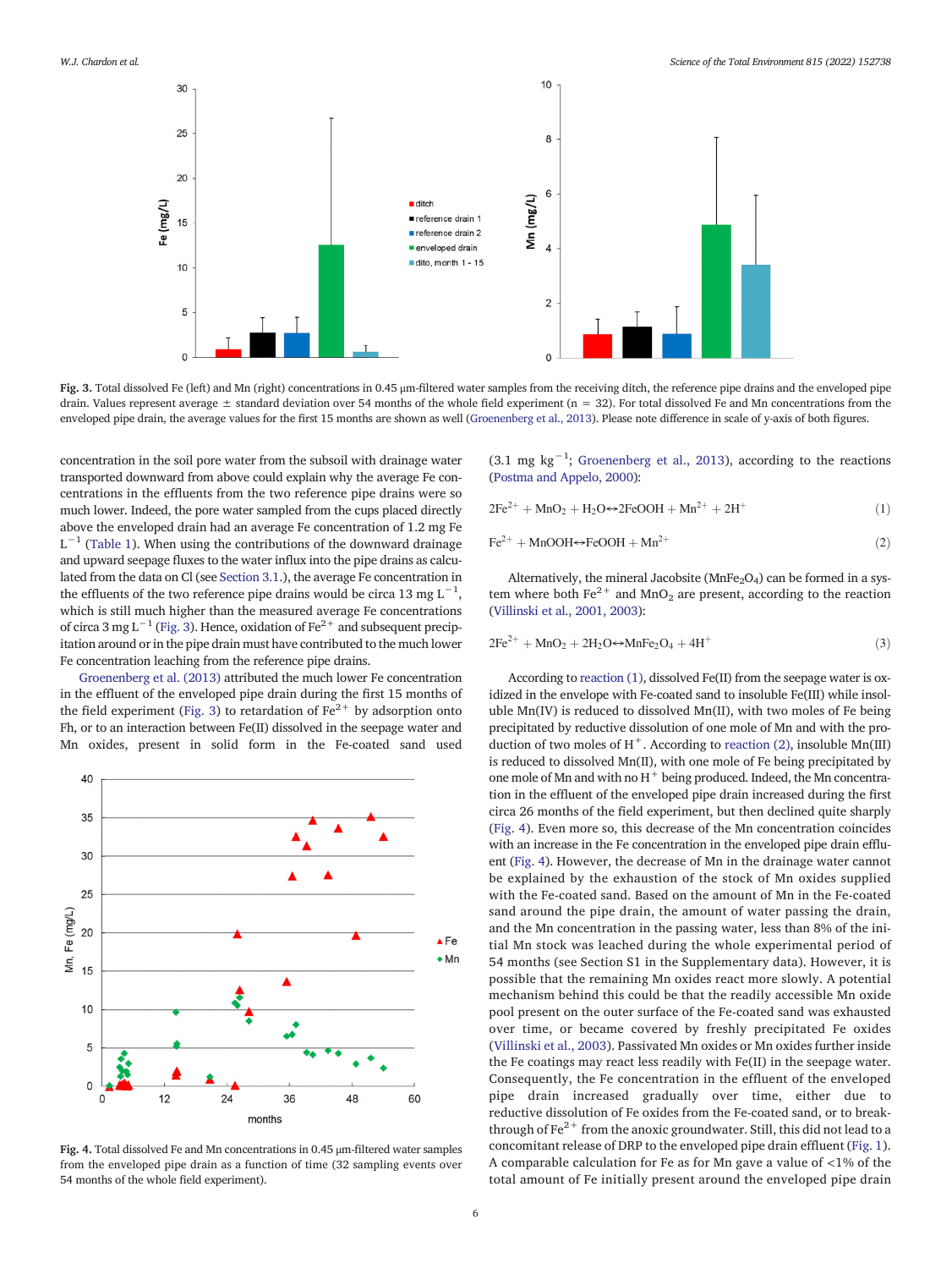Fig. 3. Total dissolved Fe (left) and Mn (right) concentrations in 0.45 μm-filtered water samples from the receiving ditch, the reference pipe drains and the enveloped pipe drain. Values represent average ± standard deviation over 54 months of the whole field experiment (n = 32). For total dissolved Fe and Mn concentrations from the enveloped pipe drain, the average values for the first 15 months are shown as well (Groenenberg et al., 2013). Please note difference in scale of y-axis of both figures.

concentration in the soil pore water from the subsoil with drainage water transported downward from above could explain why the average Fe concentrations in the effluents from the two reference pipe drains were so much lower. Indeed, the pore water sampled from the cups placed directly above the enveloped drain had an average Fe concentration of 1.2 mg Fe $L^{-1}$ (Table 1). When using the contributions of the downward drainage and upward seepage fluxes to the water influx into the pipe drains as calculated from the data on Cl (see Section 3.1.), the average Fe concentration in the effluents of the two reference pipe drains would be circa 13 mg $L^{-1}$, which is still much higher than the measured average Fe concentrations of circa 3 mg $L^{-1}$ (Fig. 3). Hence, oxidation of $Fe^{2+}$ and subsequent precipitation around or in the pipe drain must have contributed to the much lower Fe concentration leaching from the reference pipe drains.

Groenenberg et al. (2013) attributed the much lower Fe concentration in the effluent of the enveloped pipe drain during the first 15 months of the field experiment (Fig. 3) to retardation of $Fe^{2+}$ by adsorption onto Fh, or to an interaction between Fe(II) dissolved in the seepage water and Mn oxides, present in solid form in the Fe-coated sand used (3.1 mg $kg^{-1}$; Groenenberg et al., 2013), according to the reactions (Postma and Appelo, 2000):

$$2Fe^{2+} + MnO_2 + H_2O \leftrightarrow 2FeOOH + Mn^{2+} + 2H^+ \tag{1}$$

$$Fe^{2+} + MnOOH \leftrightarrow FeOOH + Mn^{2+} \tag{2}$$

Alternatively, the mineral Jacobsite ($MnFe_2O_4$) can be formed in a system where both $Fe^{2+}$ and $MnO_2$ are present, according to the reaction (Villinski et al., 2001, 2003):

$$2Fe^{2+} + MnO_2 + 2H_2O \leftrightarrow MnFe_2O_4 + 4H^+ \tag{3}$$

Fig. 4. Total dissolved Fe and Mn concentrations in 0.45 μm-filtered water samples from the enveloped pipe drain as a function of time (32 sampling events over 54 months of the whole field experiment).

According to reaction (1), dissolved Fe(II) from the seepage water is oxidized in the envelope with Fe-coated sand to insoluble Fe(III) while insoluble Mn(IV) is reduced to dissolved Mn(II), with two moles of Fe being precipitated by reductive dissolution of one mole of Mn and with the production of two moles of $H^+$. According to reaction (2), insoluble Mn(III) is reduced to dissolved Mn(II), with one mole of Fe being precipitated by one mole of Mn and with no $H^+$ being produced. Indeed, the Mn concentration in the effluent of the enveloped pipe drain increased during the first circa 26 months of the field experiment, but then declined quite sharply (Fig. 4). Even more so, this decrease of the Mn concentration coincides with an increase in the Fe concentration in the enveloped pipe drain effluent (Fig. 4). However, the decrease of Mn in the drainage water cannot be explained by the exhaustion of the stock of Mn oxides supplied with the Fe-coated sand. Based on the amount of Mn in the Fe-coated sand around the pipe drain, the amount of water passing the drain, and the Mn concentration in the passing water, less than 8% of the initial Mn stock was leached during the whole experimental period of 54 months (see Section S1 in the Supplementary data). However, it is possible that the remaining Mn oxides react more slowly. A potential mechanism behind this could be that the readily accessible Mn oxide pool present on the outer surface of the Fe-coated sand was exhausted over time, or became covered by freshly precipitated Fe oxides (Villinski et al., 2003). Passivated Mn oxides or Mn oxides further inside the Fe coatings may react less readily with Fe(II) in the seepage water. Consequently, the Fe concentration in the effluent of the enveloped pipe drain increased gradually over time, either due to reductive dissolution of Fe oxides from the Fe-coated sand, or to breakthrough of $Fe^{2+}$ from the anoxic groundwater. Still, this did not lead to a concomitant release of DRP to the enveloped pipe drain effluent (Fig. 1). A comparable calculation for Fe as for Mn gave a value of <1% of the total amount of Fe initially present around the enveloped pipe drain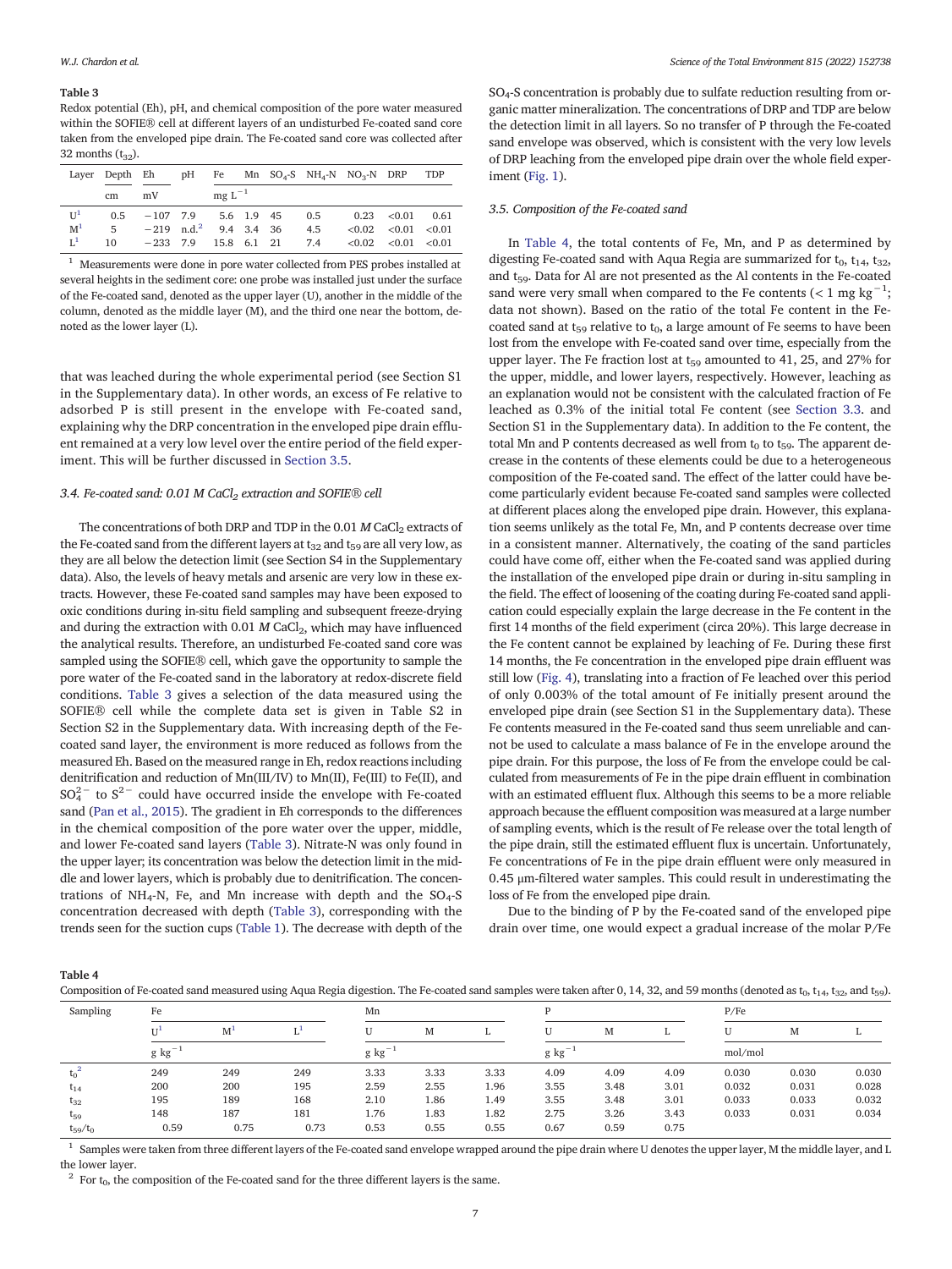**Table 3**
Redox potential (Eh), pH, and chemical composition of the pore water measured within the SOFIE® cell at different layers of an undisturbed Fe-coated sand core taken from the enveloped pipe drain. The Fe-coated sand core was collected after 32 months ($t_{32}$).

| Layer | Depth | Eh | pH | Fe | Mn | $SO_4$-S | $NH_4$-N | $NO_3$-N | DRP | TDP |
|---|---|---|---|---|---|---|---|---|---|---|
| | cm | mV | | mg $L^{-1}$ | | | | | | |
| U[1] | 0.5 | −107 | 7.9 | 5.6 | 1.9 | 45 | 0.5 | 0.23 | <0.01 | 0.61 |
| M[1] | 5 | −219 | n.d.[2] | 9.4 | 3.4 | 36 | 4.5 | <0.02 | <0.01 | <0.01 |
| L[1] | 10 | −233 | 7.9 | 15.8 | 6.1 | 21 | 7.4 | <0.02 | <0.01 | <0.01 |

[1] Measurements were done in pore water collected from PES probes installed at several heights in the sediment core: one probe was installed just under the surface of the Fe-coated sand, denoted as the upper layer (U), another in the middle of the column, denoted as the middle layer (M), and the third one near the bottom, denoted as the lower layer (L).

that was leached during the whole experimental period (see Section S1 in the Supplementary data). In other words, an excess of Fe relative to adsorbed P is still present in the envelope with Fe-coated sand, explaining why the DRP concentration in the enveloped pipe drain effluent remained at a very low level over the entire period of the field experiment. This will be further discussed in Section 3.5.

### 3.4. Fe-coated sand: 0.01 M $CaCl_2$ extraction and SOFIE® cell

The concentrations of both DRP and TDP in the 0.01 *M* $CaCl_2$ extracts of the Fe-coated sand from the different layers at $t_{32}$ and $t_{59}$ are all very low, as they are all below the detection limit (see Section S4 in the Supplementary data). Also, the levels of heavy metals and arsenic are very low in these extracts. However, these Fe-coated sand samples may have been exposed to oxic conditions during in-situ field sampling and subsequent freeze-drying and during the extraction with 0.01 *M* $CaCl_2$, which may have influenced the analytical results. Therefore, an undisturbed Fe-coated sand core was sampled using the SOFIE® cell, which gave the opportunity to sample the pore water of the Fe-coated sand in the laboratory at redox-discrete field conditions. Table 3 gives a selection of the data measured using the SOFIE® cell while the complete data set is given in Table S2 in Section S2 in the Supplementary data. With increasing depth of the Fe-coated sand layer, the environment is more reduced as follows from the measured Eh. Based on the measured range in Eh, redox reactions including denitrification and reduction of Mn(III/IV) to Mn(II), Fe(III) to Fe(II), and $SO_4^{2-}$ to $S^{2-}$ could have occurred inside the envelope with Fe-coated sand (Pan et al., 2015). The gradient in Eh corresponds to the differences in the chemical composition of the pore water over the upper, middle, and lower Fe-coated sand layers (Table 3). Nitrate-N was only found in the upper layer; its concentration was below the detection limit in the middle and lower layers, which is probably due to denitrification. The concentrations of $NH_4$-N, Fe, and Mn increase with depth and the $SO_4$-S concentration decreased with depth (Table 3), corresponding with the trends seen for the suction cups (Table 1). The decrease with depth of the $SO_4$-S concentration is probably due to sulfate reduction resulting from organic matter mineralization. The concentrations of DRP and TDP are below the detection limit in all layers. So no transfer of P through the Fe-coated sand envelope was observed, which is consistent with the very low levels of DRP leaching from the enveloped pipe drain over the whole field experiment (Fig. 1).

### 3.5. Composition of the Fe-coated sand

In Table 4, the total contents of Fe, Mn, and P as determined by digesting Fe-coated sand with Aqua Regia are summarized for $t_0$, $t_{14}$, $t_{32}$, and $t_{59}$. Data for Al are not presented as the Al contents in the Fe-coated sand were very small when compared to the Fe contents (< 1 mg $kg^{-1}$; data not shown). Based on the ratio of the total Fe content in the Fe-coated sand at $t_{59}$ relative to $t_0$, a large amount of Fe seems to have been lost from the envelope with Fe-coated sand over time, especially from the upper layer. The Fe fraction lost at $t_{59}$ amounted to 41, 25, and 27% for the upper, middle, and lower layers, respectively. However, leaching as an explanation would not be consistent with the calculated fraction of Fe leached as 0.3% of the initial total Fe content (see Section 3.3. and Section S1 in the Supplementary data). In addition to the Fe content, the total Mn and P contents decreased as well from $t_0$ to $t_{59}$. The apparent decrease in the contents of these elements could be due to a heterogeneous composition of the Fe-coated sand. The effect of the latter could have become particularly evident because Fe-coated sand samples were collected at different places along the enveloped pipe drain. However, this explanation seems unlikely as the total Fe, Mn, and P contents decrease over time in a consistent manner. Alternatively, the coating of the sand particles could have come off, either when the Fe-coated sand was applied during the installation of the enveloped pipe drain or during in-situ sampling in the field. The effect of loosening of the coating during Fe-coated sand application could especially explain the large decrease in the Fe content in the first 14 months of the field experiment (circa 20%). This large decrease in the Fe content cannot be explained by leaching of Fe. During these first 14 months, the Fe concentration in the enveloped pipe drain effluent was still low (Fig. 4), translating into a fraction of Fe leached over this period of only 0.003% of the total amount of Fe initially present around the enveloped pipe drain (see Section S1 in the Supplementary data). These Fe contents measured in the Fe-coated sand thus seem unreliable and cannot be used to calculate a mass balance of Fe in the envelope around the pipe drain. For this purpose, the loss of Fe from the envelope could be calculated from measurements of Fe in the pipe drain effluent in combination with an estimated effluent flux. Although this seems to be a more reliable approach because the effluent composition was measured at a large number of sampling events, which is the result of Fe release over the total length of the pipe drain, still the estimated effluent flux is uncertain. Unfortunately, Fe concentrations of Fe in the pipe drain effluent were only measured in 0.45 μm-filtered water samples. This could result in underestimating the loss of Fe from the enveloped pipe drain.

Due to the binding of P by the Fe-coated sand of the enveloped pipe drain over time, one would expect a gradual increase of the molar P/Fe

**Table 4**
Composition of Fe-coated sand measured using Aqua Regia digestion. The Fe-coated sand samples were taken after 0, 14, 32, and 59 months (denoted as $t_0$, $t_{14}$, $t_{32}$, and $t_{59}$).

| Sampling | Fe | | | Mn | | | P | | | P/Fe | | |
|---|---|---|---|---|---|---|---|---|---|---|---|---|
| | U[1] | M[1] | L[1] | U | M | L | U | M | L | U | M | L |
| | g $kg^{-1}$ | | | g $kg^{-1}$ | | | g $kg^{-1}$ | | | mol/mol | | |
| $t_0$[2] | 249 | 249 | 249 | 3.33 | 3.33 | 3.33 | 4.09 | 4.09 | 4.09 | 0.030 | 0.030 | 0.030 |
| $t_{14}$ | 200 | 200 | 195 | 2.59 | 2.55 | 1.96 | 3.55 | 3.48 | 3.01 | 0.032 | 0.031 | 0.028 |
| $t_{32}$ | 195 | 189 | 168 | 2.10 | 1.86 | 1.49 | 3.55 | 3.48 | 3.01 | 0.033 | 0.033 | 0.032 |
| $t_{59}$ | 148 | 187 | 181 | 1.76 | 1.83 | 1.82 | 2.75 | 3.26 | 3.43 | 0.033 | 0.031 | 0.034 |
| $t_{59}/t_0$ | 0.59 | 0.75 | 0.73 | 0.53 | 0.55 | 0.55 | 0.67 | 0.59 | 0.75 | | | |

[1] Samples were taken from three different layers of the Fe-coated sand envelope wrapped around the pipe drain where U denotes the upper layer, M the middle layer, and L the lower layer.

[2] For $t_0$, the composition of the Fe-coated sand for the three different layers is the same.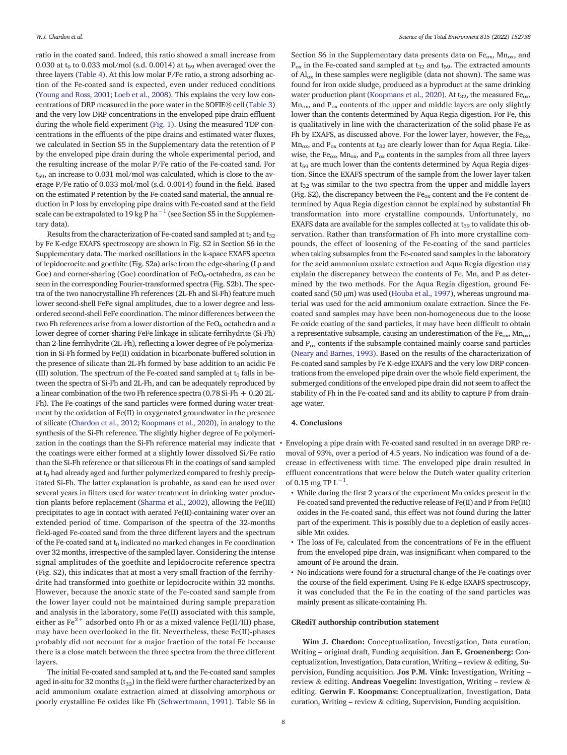ratio in the coated sand. Indeed, this ratio showed a small increase from 0.030 at $t_0$ to 0.033 mol/mol (s.d. 0.0014) at $t_{59}$ when averaged over the three layers (Table 4). At this low molar P/Fe ratio, a strong adsorbing action of the Fe-coated sand is expected, even under reduced conditions (Young and Ross, 2001; Loeb et al., 2008). This explains the very low concentrations of DRP measured in the pore water in the SOFIE® cell (Table 3) and the very low DRP concentrations in the enveloped pipe drain effluent during the whole field experiment (Fig. 1). Using the measured TDP concentrations in the effluents of the pipe drains and estimated water fluxes, we calculated in Section S5 in the Supplementary data the retention of P by the enveloped pipe drain during the whole experimental period, and the resulting increase of the molar P/Fe ratio of the Fe-coated sand. For $t_{59}$, an increase to 0.031 mol/mol was calculated, which is close to the average P/Fe ratio of 0.033 mol/mol (s.d. 0.0014) found in the field. Based on the estimated P retention by the Fe-coated sand material, the annual reduction in P loss by enveloping pipe drains with Fe-coated sand at the field scale can be extrapolated to 19 kg P $ha^{-1}$ (see Section S5 in the Supplementary data).

Results from the characterization of Fe-coated sand sampled at $t_0$ and $t_{32}$ by Fe K-edge EXAFS spectroscopy are shown in Fig. S2 in Section S6 in the Supplementary data. The marked oscillations in the k-space EXAFS spectra of lepidocrocite and goethite (Fig. S2a) arise from the edge-sharing (Lp and Goe) and corner-sharing (Goe) coordination of $FeO_6$-octahedra, as can be seen in the corresponding Fourier-transformed spectra (Fig. S2b). The spectra of the two nanocrystalline Fh references (2L-Fh and Si-Fh) feature much lower second-shell FeFe signal amplitudes, due to a lower degree and less-ordered second-shell FeFe coordination. The minor differences between the two Fh references arise from a lower distortion of the $FeO_6$ octahedra and a lower degree of corner-sharing FeFe linkage in silicate-ferrihydrite (Si-Fh) than 2-line ferrihydrite (2L-Fh), reflecting a lower degree of Fe polymerization in Si-Fh formed by Fe(II) oxidation in bicarbonate-buffered solution in the presence of silicate than 2L-Fh formed by base addition to an acidic Fe (III) solution. The spectrum of the Fe-coated sand sampled at $t_0$ falls in between the spectra of Si-Fh and 2L-Fh, and can be adequately reproduced by a linear combination of the two Fh reference spectra (0.78 Si-Fh + 0.20 2L-Fh). The Fe-coatings of the sand particles were formed during water treatment by the oxidation of Fe(II) in oxygenated groundwater in the presence of silicate (Chardon et al., 2012; Koopmans et al., 2020), in analogy to the synthesis of the Si-Fh reference. The slightly higher degree of Fe polymerization in the coatings than the Si-Fh reference material may indicate that the coatings were either formed at a slightly lower dissolved Si/Fe ratio than the Si-Fh reference or that siliceous Fh in the coatings of sand sampled at $t_0$ had already aged and further polymerized compared to freshly precipitated Si-Fh. The latter explanation is probable, as sand can be used over several years in filters used for water treatment in drinking water production plants before replacement (Sharma et al., 2002), allowing the Fe(III) precipitates to age in contact with aerated Fe(II)-containing water over an extended period of time. Comparison of the spectra of the 32-months field-aged Fe-coated sand from the three different layers and the spectrum of the Fe-coated sand at $t_0$ indicated no marked changes in Fe coordination over 32 months, irrespective of the sampled layer. Considering the intense signal amplitudes of the goethite and lepidocrocite reference spectra (Fig. S2), this indicates that at most a very small fraction of the ferrihydrite had transformed into goethite or lepidocrocite within 32 months. However, because the anoxic state of the Fe-coated sand sample from the lower layer could not be maintained during sample preparation and analysis in the laboratory, some Fe(II) associated with this sample, either as $Fe^{2+}$ adsorbed onto Fh or as a mixed valence Fe(II/III) phase, may have been overlooked in the fit. Nevertheless, these Fe(II)-phases probably did not account for a major fraction of the total Fe because there is a close match between the three spectra from the three different layers.

The initial Fe-coated sand sampled at $t_0$ and the Fe-coated sand samples aged in-situ for 32 months ($t_{32}$) in the field were further characterized by an acid ammonium oxalate extraction aimed at dissolving amorphous or poorly crystalline Fe oxides like Fh (Schwertmann, 1991). Table S6 in Section S6 in the Supplementary data presents data on $Fe_{ox}$, $Mn_{ox}$, and $P_{ox}$ in the Fe-coated sand sampled at $t_{32}$ and $t_{59}$. The extracted amounts of $Al_{ox}$ in these samples were negligible (data not shown). The same was found for iron oxide sludge, produced as a byproduct at the same drinking water production plant (Koopmans et al., 2020). At $t_{32}$, the measured $Fe_{ox}$, $Mn_{ox}$, and $P_{ox}$ contents of the upper and middle layers are only slightly lower than the contents determined by Aqua Regia digestion. For Fe, this is qualitatively in line with the characterization of the solid phase Fe as Fh by EXAFS, as discussed above. For the lower layer, however, the $Fe_{ox}$, $Mn_{ox}$, and $P_{ox}$ contents at $t_{32}$ are clearly lower than for Aqua Regia. Likewise, the $Fe_{ox}$, $Mn_{ox}$, and $P_{ox}$ contents in the samples from all three layers at $t_{59}$ are much lower than the contents determined by Aqua Regia digestion. Since the EXAFS spectrum of the sample from the lower layer taken at $t_{32}$ was similar to the two spectra from the upper and middle layers (Fig. S2), the discrepancy between the $Fe_{ox}$ content and the Fe content determined by Aqua Regia digestion cannot be explained by substantial Fh transformation into more crystalline compounds. Unfortunately, no EXAFS data are available for the samples collected at $t_{59}$ to validate this observation. Rather than transformation of Fh into more crystalline compounds, the effect of loosening of the Fe-coating of the sand particles when taking subsamples from the Fe-coated sand samples in the laboratory for the acid ammonium oxalate extraction and Aqua Regia digestion may explain the discrepancy between the contents of Fe, Mn, and P as determined by the two methods. For the Aqua Regia digestion, ground Fe-coated sand (50 μm) was used (Houba et al., 1997), whereas unground material was used for the acid ammonium oxalate extraction. Since the Fe-coated sand samples may have been non-homogeneous due to the loose Fe oxide coating of the sand particles, it may have been difficult to obtain a representative subsample, causing an underestimation of the $Fe_{ox}$, $Mn_{ox}$, and $P_{ox}$ contents if the subsample contained mainly coarse sand particles (Neary and Barnes, 1993). Based on the results of the characterization of Fe-coated sand samples by Fe K-edge EXAFS and the very low DRP concentrations from the enveloped pipe drain over the whole field experiment, the submerged conditions of the enveloped pipe drain did not seem to affect the stability of Fh in the Fe-coated sand and its ability to capture P from drainage water.

## 4. Conclusions

- Enveloping a pipe drain with Fe-coated sand resulted in an average DRP removal of 93%, over a period of 4.5 years. No indication was found of a decrease in effectiveness with time. The enveloped pipe drain resulted in effluent concentrations that were below the Dutch water quality criterion of 0.15 mg TP $L^{-1}$.
  - While during the first 2 years of the experiment Mn oxides present in the Fe-coated sand prevented the reductive release of Fe(II) and P from Fe(III) oxides in the Fe-coated sand, this effect was not found during the latter part of the experiment. This is possibly due to a depletion of easily accessible Mn oxides.
  - The loss of Fe, calculated from the concentrations of Fe in the effluent from the enveloped pipe drain, was insignificant when compared to the amount of Fe around the drain.
  - No indications were found for a structural change of the Fe-coatings over the course of the field experiment. Using Fe K-edge EXAFS spectroscopy, it was concluded that the Fe in the coating of the sand particles was mainly present as silicate-containing Fh.

## CRediT authorship contribution statement

**Wim J. Chardon:** Conceptualization, Investigation, Data curation, Writing – original draft, Funding acquisition. **Jan E. Groenenberg:** Conceptualization, Investigation, Data curation, Writing – review & editing, Supervision, Funding acquisition. **Jos P.M. Vink:** Investigation, Writing – review & editing. **Andreas Voegelin:** Investigation, Writing – review & editing. **Gerwin F. Koopmans:** Conceptualization, Investigation, Data curation, Writing – review & editing, Supervision, Funding acquisition.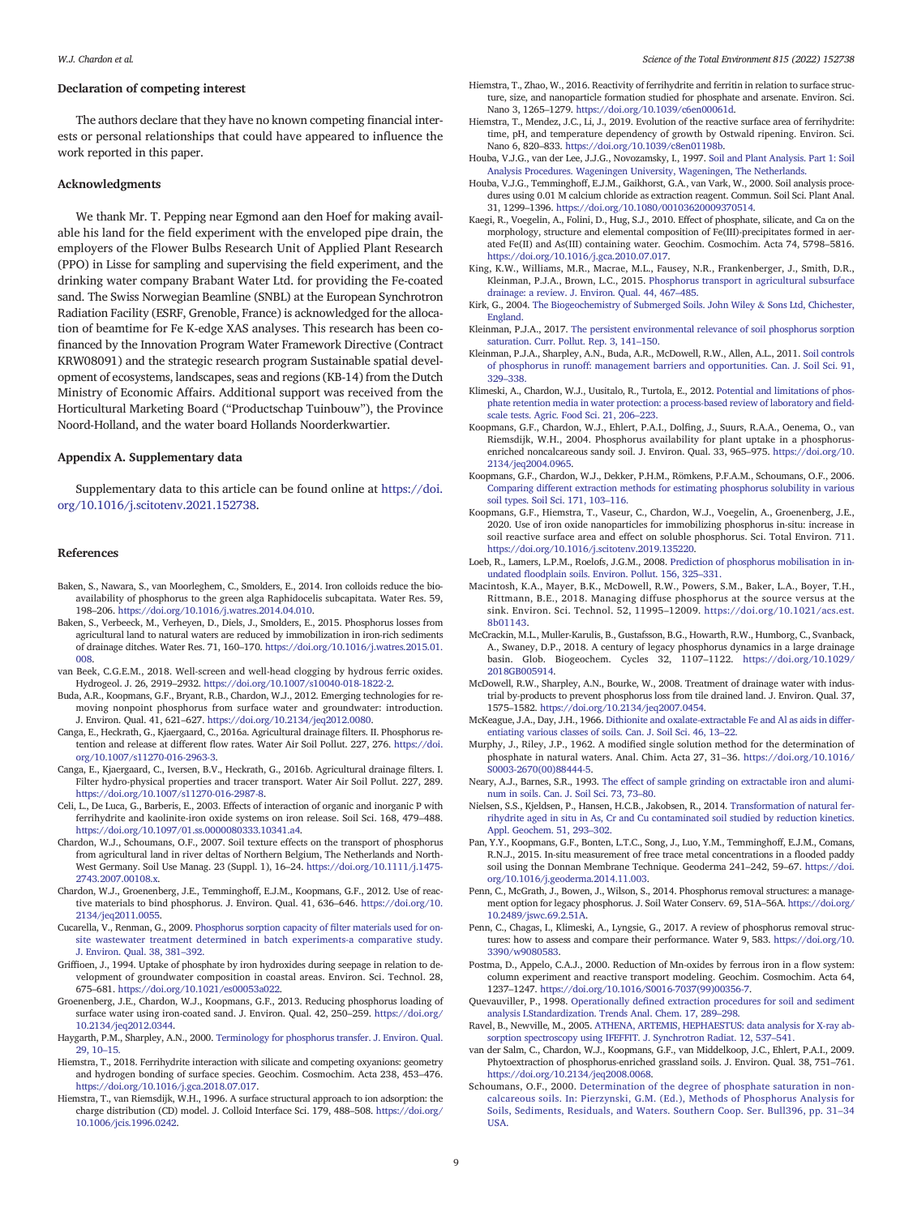## Declaration of competing interest

The authors declare that they have no known competing financial interests or personal relationships that could have appeared to influence the work reported in this paper.

## Acknowledgments

We thank Mr. T. Pepping near Egmond aan den Hoef for making available his land for the field experiment with the enveloped pipe drain, the employers of the Flower Bulbs Research Unit of Applied Plant Research (PPO) in Lisse for sampling and supervising the field experiment, and the drinking water company Brabant Water Ltd. for providing the Fe-coated sand. The Swiss Norwegian Beamline (SNBL) at the European Synchrotron Radiation Facility (ESRF, Grenoble, France) is acknowledged for the allocation of beamtime for Fe K-edge XAS analyses. This research has been co-financed by the Innovation Program Water Framework Directive (Contract KRW08091) and the strategic research program Sustainable spatial development of ecosystems, landscapes, seas and regions (KB-14) from the Dutch Ministry of Economic Affairs. Additional support was received from the Horticultural Marketing Board ("Productschap Tuinbouw"), the Province Noord-Holland, and the water board Hollands Noorderkwartier.

## Appendix A. Supplementary data

Supplementary data to this article can be found online at https://doi.org/10.1016/j.scitotenv.2021.152738.

## References

Baken, S., Nawara, S., van Moorleghem, C., Smolders, E., 2014. Iron colloids reduce the bioavailability of phosphorus to the green alga Raphidocelis subcapitata. Water Res. 59, 198–206. https://doi.org/10.1016/j.watres.2014.04.010.

Baken, S., Verbeeck, M., Verheyen, D., Diels, J., Smolders, E., 2015. Phosphorus losses from agricultural land to natural waters are reduced by immobilization in iron-rich sediments of drainage ditches. Water Res. 71, 160–170. https://doi.org/10.1016/j.watres.2015.01.008.

van Beek, C.G.E.M., 2018. Well-screen and well-head clogging by hydrous ferric oxides. Hydrogeol. J. 26, 2919–2932. https://doi.org/10.1007/s10040-018-1822-2.

Buda, A.R., Koopmans, G.F., Bryant, R.B., Chardon, W.J., 2012. Emerging technologies for removing nonpoint phosphorus from surface water and groundwater: introduction. J. Environ. Qual. 41, 621–627. https://doi.org/10.2134/jeq2012.0080.

Canga, E., Heckrath, G., Kjaergaard, C., 2016a. Agricultural drainage filters. II. Phosphorus retention and release at different flow rates. Water Air Soil Pollut. 227, 276. https://doi.org/10.1007/s11270-016-2963-3.

Canga, E., Kjaergaard, C., Iversen, B.V., Heckrath, G., 2016b. Agricultural drainage filters. I. Filter hydro-physical properties and tracer transport. Water Air Soil Pollut. 227, 289. https://doi.org/10.1007/s11270-016-2987-8.

Celi, L., De Luca, G., Barberis, E., 2003. Effects of interaction of organic and inorganic P with ferrihydrite and kaolinite-iron oxide systems on iron release. Soil Sci. 168, 479–488. https://doi.org/10.1097/01.ss.0000080333.10341.a4.

Chardon, W.J., Schoumans, O.F., 2007. Soil texture effects on the transport of phosphorus from agricultural land in river deltas of Northern Belgium, The Netherlands and North-West Germany. Soil Use Manag. 23 (Suppl. 1), 16–24. https://doi.org/10.1111/j.1475-2743.2007.00108.x.

Chardon, W.J., Groenenberg, J.E., Temminghoff, E.J.M., Koopmans, G.F., 2012. Use of reactive materials to bind phosphorus. J. Environ. Qual. 41, 636–646. https://doi.org/10.2134/jeq2011.0055.

Cucarella, V., Renman, G., 2009. Phosphorus sorption capacity of filter materials used for on-site wastewater treatment determined in batch experiments-a comparative study. J. Environ. Qual. 38, 381–392.

Griffioen, J., 1994. Uptake of phosphate by iron hydroxides during seepage in relation to development of groundwater composition in coastal areas. Environ. Sci. Technol. 28, 675–681. https://doi.org/10.1021/es00053a022.

Groenenberg, J.E., Chardon, W.J., Koopmans, G.F., 2013. Reducing phosphorus loading of surface water using iron-coated sand. J. Environ. Qual. 42, 250–259. https://doi.org/10.2134/jeq2012.0344.

Haygarth, P.M., Sharpley, A.N., 2000. Terminology for phosphorus transfer. J. Environ. Qual. 29, 10–15.

Hiemstra, T., 2018. Ferrihydrite interaction with silicate and competing oxyanions: geometry and hydrogen bonding of surface species. Geochim. Cosmochim. Acta 238, 453–476. https://doi.org/10.1016/j.gca.2018.07.017.

Hiemstra, T., van Riemsdijk, W.H., 1996. A surface structural approach to ion adsorption: the charge distribution (CD) model. J. Colloid Interface Sci. 179, 488–508. https://doi.org/10.1006/jcis.1996.0242.

Hiemstra, T., Zhao, W., 2016. Reactivity of ferrihydrite and ferritin in relation to surface structure, size, and nanoparticle formation studied for phosphate and arsenate. Environ. Sci. Nano 3, 1265–1279. https://doi.org/10.1039/c6en00061d.

Hiemstra, T., Mendez, J.C., Li, J., 2019. Evolution of the reactive surface area of ferrihydrite: time, pH, and temperature dependency of growth by Ostwald ripening. Environ. Sci. Nano 6, 820–833. https://doi.org/10.1039/c8en01198b.

Houba, V.J.G., van der Lee, J.J.G., Novozamsky, I., 1997. Soil and Plant Analysis. Part 1: Soil Analysis Procedures. Wageningen University, Wageningen, The Netherlands.

Houba, V.J.G., Temminghoff, E.J.M., Gaikhorst, G.A., van Vark, W., 2000. Soil analysis procedures using 0.01 M calcium chloride as extraction reagent. Commun. Soil Sci. Plant Anal. 31, 1299–1396. https://doi.org/10.1080/00103620009370514.

Kaegi, R., Voegelin, A., Folini, D., Hug, S.J., 2010. Effect of phosphate, silicate, and Ca on the morphology, structure and elemental composition of Fe(III)-precipitates formed in aerated Fe(II) and As(III) containing water. Geochim. Cosmochim. Acta 74, 5798–5816. https://doi.org/10.1016/j.gca.2010.07.017.

King, K.W., Williams, M.R., Macrae, M.L., Fausey, N.R., Frankenberger, J., Smith, D.R., Kleinman, P.J.A., Brown, L.C., 2015. Phosphorus transport in agricultural subsurface drainage: a review. J. Environ. Qual. 44, 467–485.

Kirk, G., 2004. The Biogeochemistry of Submerged Soils. John Wiley & Sons Ltd, Chichester, England.

Kleinman, P.J.A., 2017. The persistent environmental relevance of soil phosphorus sorption saturation. Curr. Pollut. Rep. 3, 141–150.

Kleinman, P.J.A., Sharpley, A.N., Buda, A.R., McDowell, R.W., Allen, A.L., 2011. Soil controls of phosphorus in runoff: management barriers and opportunities. Can. J. Soil Sci. 91, 329–338.

Klimeski, A., Chardon, W.J., Uusitalo, R., Turtola, E., 2012. Potential and limitations of phosphate retention media in water protection: a process-based review of laboratory and field-scale tests. Agric. Food Sci. 21, 206–223.

Koopmans, G.F., Chardon, W.J., Ehlert, P.A.I., Dolfing, J., Suurs, R.A.A., Oenema, O., van Riemsdijk, W.H., 2004. Phosphorus availability for plant uptake in a phosphorus-enriched noncalcareous sandy soil. J. Environ. Qual. 33, 965–975. https://doi.org/10.2134/jeq2004.0965.

Koopmans, G.F., Chardon, W.J., Dekker, P.H.M., Römkens, P.F.A.M., Schoumans, O.F., 2006. Comparing different extraction methods for estimating phosphorus solubility in various soil types. Soil Sci. 171, 103–116.

Koopmans, G.F., Hiemstra, T., Vaseur, C., Chardon, W.J., Voegelin, A., Groenenberg, J.E., 2020. Use of iron oxide nanoparticles for immobilizing phosphorus in-situ: increase in soil reactive surface area and effect on soluble phosphorus. Sci. Total Environ. 711. https://doi.org/10.1016/j.scitotenv.2019.135220.

Loeb, R., Lamers, L.P.M., Roelofs, J.G.M., 2008. Prediction of phosphorus mobilisation in inundated floodplain soils. Environ. Pollut. 156, 325–331.

Macintosh, K.A., Mayer, B.K., McDowell, R.W., Powers, S.M., Baker, L.A., Boyer, T.H., Rittmann, B.E., 2018. Managing diffuse phosphorus at the source versus at the sink. Environ. Sci. Technol. 52, 11995–12009. https://doi.org/10.1021/acs.est.8b01143.

McCrackin, M.L., Muller-Karulis, B., Gustafsson, B.G., Howarth, R.W., Humborg, C., Svanback, A., Swaney, D.P., 2018. A century of legacy phosphorus dynamics in a large drainage basin. Glob. Biogeochem. Cycles 32, 1107–1122. https://doi.org/10.1029/2018GB005914.

McDowell, R.W., Sharpley, A.N., Bourke, W., 2008. Treatment of drainage water with industrial by-products to prevent phosphorus loss from tile drained land. J. Environ. Qual. 37, 1575–1582. https://doi.org/10.2134/jeq2007.0454.

McKeague, J.A., Day, J.H., 1966. Dithionite and oxalate-extractable Fe and Al as aids in differentiating various classes of soils. Can. J. Soil Sci. 46, 13–22.

Murphy, J., Riley, J.P., 1962. A modified single solution method for the determination of phosphate in natural waters. Anal. Chim. Acta 27, 31–36. https://doi.org/10.1016/S0003-2670(00)88444-5.

Neary, A.J., Barnes, S.R., 1993. The effect of sample grinding on extractable iron and aluminum in soils. Can. J. Soil Sci. 73, 73–80.

Nielsen, S.S., Kjeldsen, P., Hansen, H.C.B., Jakobsen, R., 2014. Transformation of natural ferrihydrite aged in situ in As, Cr and Cu contaminated soil studied by reduction kinetics. Appl. Geochem. 51, 293–302.

Pan, Y.Y., Koopmans, G.F., Bonten, L.T.C., Song, J., Luo, Y.M., Temminghoff, E.J.M., Comans, R.N.J., 2015. In-situ measurement of free trace metal concentrations in a flooded paddy soil using the Donnan Membrane Technique. Geoderma 241–242, 59–67. https://doi.org/10.1016/j.geoderma.2014.11.003.

Penn, C., McGrath, J., Bowen, J., Wilson, S., 2014. Phosphorus removal structures: a management option for legacy phosphorus. J. Soil Water Conserv. 69, 51A–56A. https://doi.org/10.2489/jswc.69.2.51A.

Penn, C., Chagas, I., Klimeski, A., Lyngsie, G., 2017. A review of phosphorus removal structures: how to assess and compare their performance. Water 9, 583. https://doi.org/10.3390/w9080583.

Postma, D., Appelo, C.A.J., 2000. Reduction of Mn-oxides by ferrous iron in a flow system: column experiment and reactive transport modeling. Geochim. Cosmochim. Acta 64, 1237–1247. https://doi.org/10.1016/S0016-7037(99)00356-7.

Quevauviller, P., 1998. Operationally defined extraction procedures for soil and sediment analysis I.Standardization. Trends Anal. Chem. 17, 289–298.

Ravel, B., Newville, M., 2005. ATHENA, ARTEMIS, HEPHAESTUS: data analysis for X-ray absorption spectroscopy using IFEFFIT. J. Synchrotron Radiat. 12, 537–541.

van der Salm, C., Chardon, W.J., Koopmans, G.F., van Middelkoop, J.C., Ehlert, P.A.I., 2009. Phytoextraction of phosphorus-enriched grassland soils. J. Environ. Qual. 38, 751–761. https://doi.org/10.2134/jeq2008.0068.

Schoumans, O.F., 2000. Determination of the degree of phosphate saturation in non-calcareous soils. In: Pierzynski, G.M. (Ed.), Methods of Phosphorus Analysis for Soils, Sediments, Residuals, and Waters. Southern Coop. Ser. Bull396, pp. 31–34 USA.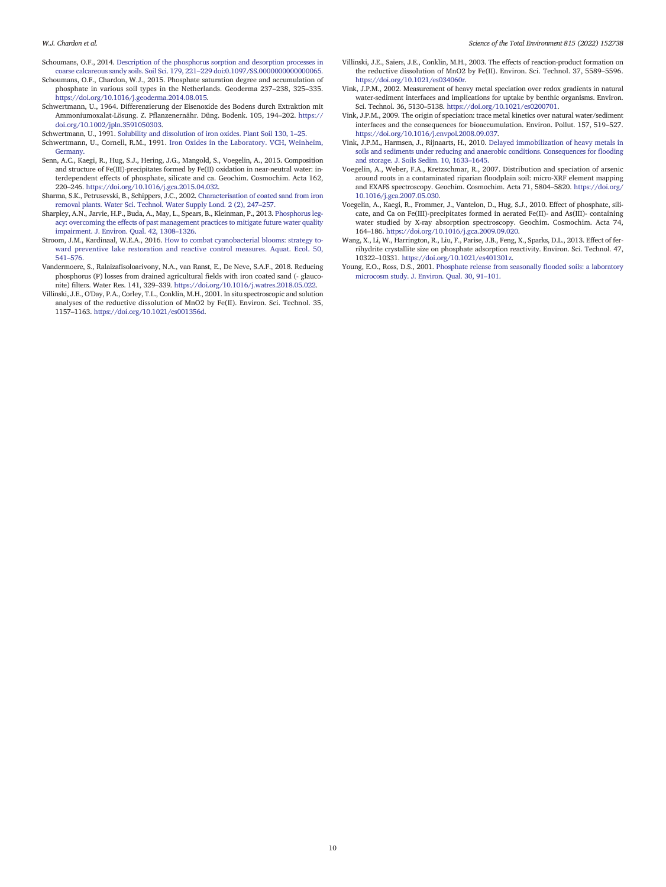Schoumans, O.F., 2014. Description of the phosphorus sorption and desorption processes in coarse calcareous sandy soils. Soil Sci. 179, 221–229 doi:0.1097/SS.0000000000000065.

Schoumans, O.F., Chardon, W.J., 2015. Phosphate saturation degree and accumulation of phosphate in various soil types in the Netherlands. Geoderma 237–238, 325–335. https://doi.org/10.1016/j.geoderma.2014.08.015.

Schwertmann, U., 1964. Differenzierung der Eisenoxide des Bodens durch Extraktion mit Ammoniumoxalat-Lösung. Z. Pflanzenernähr. Düng. Bodenk. 105, 194–202. https://doi.org/10.1002/jpln.3591050303.

Schwertmann, U., 1991. Solubility and dissolution of iron oxides. Plant Soil 130, 1–25.

Schwertmann, U., Cornell, R.M., 1991. Iron Oxides in the Laboratory. VCH, Weinheim, Germany.

Senn, A.C., Kaegi, R., Hug, S.J., Hering, J.G., Mangold, S., Voegelin, A., 2015. Composition and structure of Fe(III)-precipitates formed by Fe(II) oxidation in near-neutral water: interdependent effects of phosphate, silicate and ca. Geochim. Cosmochim. Acta 162, 220–246. https://doi.org/10.1016/j.gca.2015.04.032.

Sharma, S.K., Petrusevski, B., Schippers, J.C., 2002. Characterisation of coated sand from iron removal plants. Water Sci. Technol. Water Supply Lond. 2 (2), 247–257.

Sharpley, A.N., Jarvie, H.P., Buda, A., May, L., Spears, B., Kleinman, P., 2013. Phosphorus legacy: overcoming the effects of past management practices to mitigate future water quality impairment. J. Environ. Qual. 42, 1308–1326.

Stroom, J.M., Kardinaal, W.E.A., 2016. How to combat cyanobacterial blooms: strategy toward preventive lake restoration and reactive control measures. Aquat. Ecol. 50, 541–576.

Vandermoere, S., Ralaizafisoloarivony, N.A., van Ranst, E., De Neve, S.A.F., 2018. Reducing phosphorus (P) losses from drained agricultural fields with iron coated sand (- glauconite) filters. Water Res. 141, 329–339. https://doi.org/10.1016/j.watres.2018.05.022.

Villinski, J.E., O'Day, P.A., Corley, T.L., Conklin, M.H., 2001. In situ spectroscopic and solution analyses of the reductive dissolution of MnO2 by Fe(II). Environ. Sci. Technol. 35, 1157–1163. https://doi.org/10.1021/es001356d.

Villinski, J.E., Saiers, J.E., Conklin, M.H., 2003. The effects of reaction-product formation on the reductive dissolution of MnO2 by Fe(II). Environ. Sci. Technol. 37, 5589–5596. https://doi.org/10.1021/es034060r.

Vink, J.P.M., 2002. Measurement of heavy metal speciation over redox gradients in natural water-sediment interfaces and implications for uptake by benthic organisms. Environ. Sci. Technol. 36, 5130–5138. https://doi.org/10.1021/es0200701.

Vink, J.P.M., 2009. The origin of speciation: trace metal kinetics over natural water/sediment interfaces and the consequences for bioaccumulation. Environ. Pollut. 157, 519–527. https://doi.org/10.1016/j.envpol.2008.09.037.

Vink, J.P.M., Harmsen, J., Rijnaarts, H., 2010. Delayed immobilization of heavy metals in soils and sediments under reducing and anaerobic conditions. Consequences for flooding and storage. J. Soils Sedim. 10, 1633–1645.

Voegelin, A., Weber, F.A., Kretzschmar, R., 2007. Distribution and speciation of arsenic around roots in a contaminated riparian floodplain soil: micro-XRF element mapping and EXAFS spectroscopy. Geochim. Cosmochim. Acta 71, 5804–5820. https://doi.org/10.1016/j.gca.2007.05.030.

Voegelin, A., Kaegi, R., Frommer, J., Vantelon, D., Hug, S.J., 2010. Effect of phosphate, silicate, and Ca on Fe(III)-precipitates formed in aerated Fe(II)- and As(III)- containing water studied by X-ray absorption spectroscopy. Geochim. Cosmochim. Acta 74, 164–186. https://doi.org/10.1016/j.gca.2009.09.020.

Wang, X., Li, W., Harrington, R., Liu, F., Parise, J.B., Feng, X., Sparks, D.L., 2013. Effect of ferrihydrite crystallite size on phosphate adsorption reactivity. Environ. Sci. Technol. 47, 10322–10331. https://doi.org/10.1021/es401301z.

Young, E.O., Ross, D.S., 2001. Phosphate release from seasonally flooded soils: a laboratory microcosm study. J. Environ. Qual. 30, 91–101.